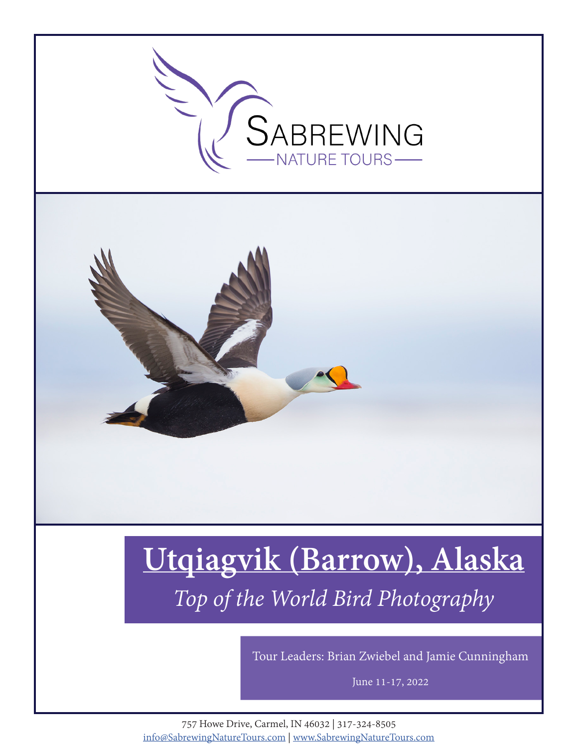SABREWING
NATURE TOURS

# Utqiagvik (Barrow), Alaska

*Top of the World Bird Photography*

Tour Leaders: Brian Zwiebel and Jamie Cunningham

June 11-17, 2022

757 Howe Drive, Carmel, IN 46032 | 317-324-8505
info@SabrewingNatureTours.com | www.SabrewingNatureTours.com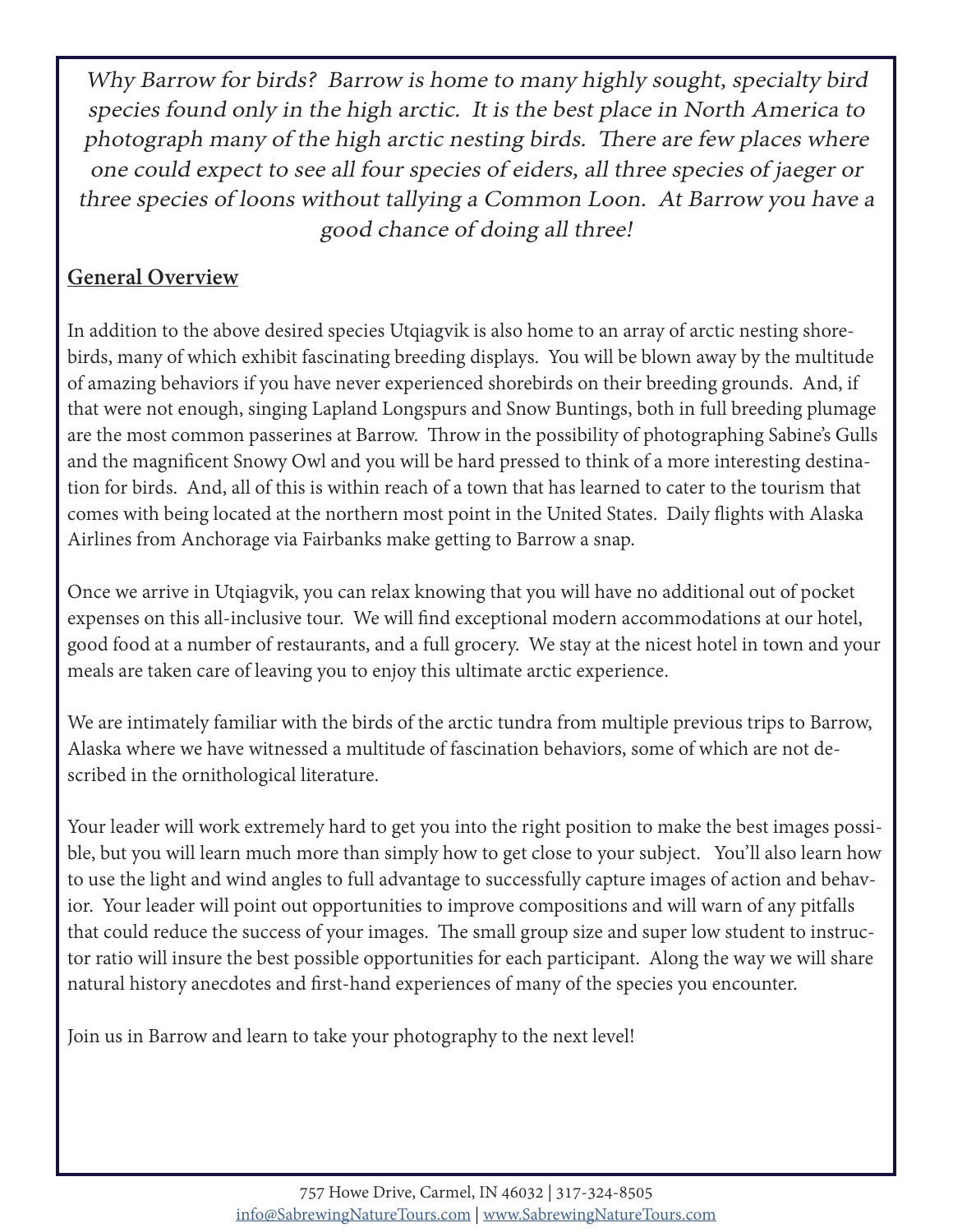*Why Barrow for birds? Barrow is home to many highly sought, specialty bird species found only in the high arctic. It is the best place in North America to photograph many of the high arctic nesting birds. There are few places where one could expect to see all four species of eiders, all three species of jaeger or three species of loons without tallying a Common Loon. At Barrow you have a good chance of doing all three!*

## General Overview

In addition to the above desired species Utqiagvik is also home to an array of arctic nesting shorebirds, many of which exhibit fascinating breeding displays. You will be blown away by the multitude of amazing behaviors if you have never experienced shorebirds on their breeding grounds. And, if that were not enough, singing Lapland Longspurs and Snow Buntings, both in full breeding plumage are the most common passerines at Barrow. Throw in the possibility of photographing Sabine's Gulls and the magnificent Snowy Owl and you will be hard pressed to think of a more interesting destination for birds. And, all of this is within reach of a town that has learned to cater to the tourism that comes with being located at the northern most point in the United States. Daily flights with Alaska Airlines from Anchorage via Fairbanks make getting to Barrow a snap.

Once we arrive in Utqiagvik, you can relax knowing that you will have no additional out of pocket expenses on this all-inclusive tour. We will find exceptional modern accommodations at our hotel, good food at a number of restaurants, and a full grocery. We stay at the nicest hotel in town and your meals are taken care of leaving you to enjoy this ultimate arctic experience.

We are intimately familiar with the birds of the arctic tundra from multiple previous trips to Barrow, Alaska where we have witnessed a multitude of fascination behaviors, some of which are not described in the ornithological literature.

Your leader will work extremely hard to get you into the right position to make the best images possible, but you will learn much more than simply how to get close to your subject. You'll also learn how to use the light and wind angles to full advantage to successfully capture images of action and behavior. Your leader will point out opportunities to improve compositions and will warn of any pitfalls that could reduce the success of your images. The small group size and super low student to instructor ratio will insure the best possible opportunities for each participant. Along the way we will share natural history anecdotes and first-hand experiences of many of the species you encounter.

Join us in Barrow and learn to take your photography to the next level!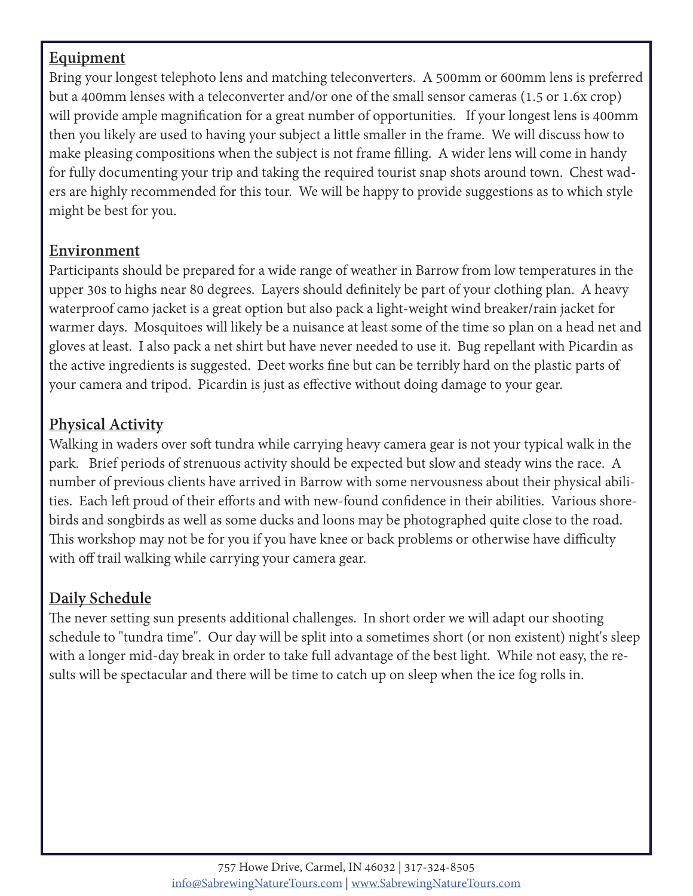## Equipment

Bring your longest telephoto lens and matching teleconverters. A 500mm or 600mm lens is preferred but a 400mm lenses with a teleconverter and/or one of the small sensor cameras (1.5 or 1.6x crop) will provide ample magnification for a great number of opportunities. If your longest lens is 400mm then you likely are used to having your subject a little smaller in the frame. We will discuss how to make pleasing compositions when the subject is not frame filling. A wider lens will come in handy for fully documenting your trip and taking the required tourist snap shots around town. Chest waders are highly recommended for this tour. We will be happy to provide suggestions as to which style might be best for you.

## Environment

Participants should be prepared for a wide range of weather in Barrow from low temperatures in the upper 30s to highs near 80 degrees. Layers should definitely be part of your clothing plan. A heavy waterproof camo jacket is a great option but also pack a light-weight wind breaker/rain jacket for warmer days. Mosquitoes will likely be a nuisance at least some of the time so plan on a head net and gloves at least. I also pack a net shirt but have never needed to use it. Bug repellant with Picardin as the active ingredients is suggested. Deet works fine but can be terribly hard on the plastic parts of your camera and tripod. Picardin is just as effective without doing damage to your gear.

## Physical Activity

Walking in waders over soft tundra while carrying heavy camera gear is not your typical walk in the park. Brief periods of strenuous activity should be expected but slow and steady wins the race. A number of previous clients have arrived in Barrow with some nervousness about their physical abilities. Each left proud of their efforts and with new-found confidence in their abilities. Various shorebirds and songbirds as well as some ducks and loons may be photographed quite close to the road. This workshop may not be for you if you have knee or back problems or otherwise have difficulty with off trail walking while carrying your camera gear.

## Daily Schedule

The never setting sun presents additional challenges. In short order we will adapt our shooting schedule to "tundra time". Our day will be split into a sometimes short (or non existent) night's sleep with a longer mid-day break in order to take full advantage of the best light. While not easy, the results will be spectacular and there will be time to catch up on sleep when the ice fog rolls in.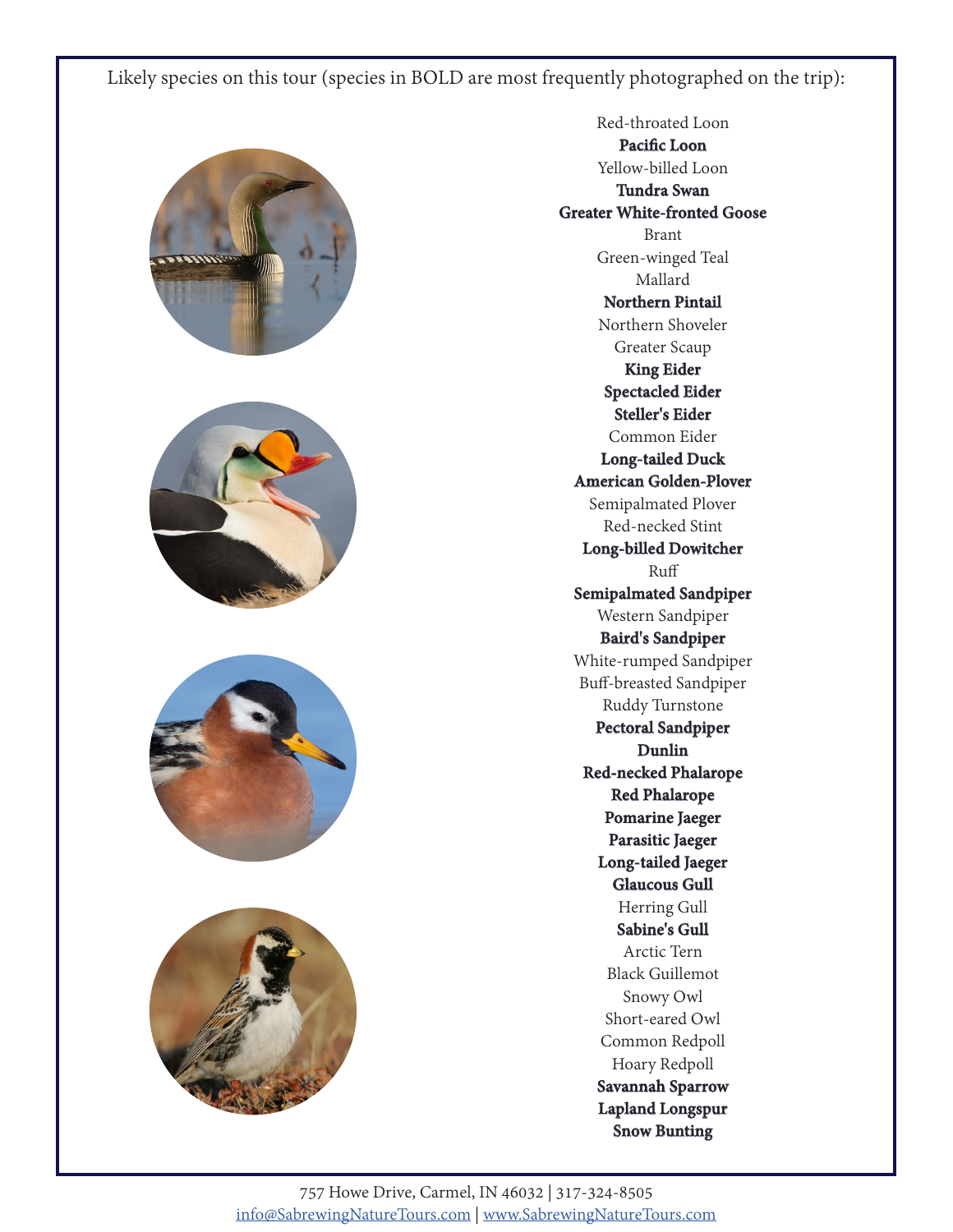Likely species on this tour (species in BOLD are most frequently photographed on the trip):

Red-throated Loon
**Pacific Loon**
Yellow-billed Loon
**Tundra Swan**
**Greater White-fronted Goose**
Brant
Green-winged Teal
Mallard
**Northern Pintail**
Northern Shoveler
Greater Scaup
**King Eider**
**Spectacled Eider**
**Steller's Eider**
Common Eider
**Long-tailed Duck**
**American Golden-Plover**
Semipalmated Plover
Red-necked Stint
**Long-billed Dowitcher**
Ruff
**Semipalmated Sandpiper**
Western Sandpiper
**Baird's Sandpiper**
White-rumped Sandpiper
Buff-breasted Sandpiper
Ruddy Turnstone
**Pectoral Sandpiper**
**Dunlin**
**Red-necked Phalarope**
**Red Phalarope**
**Pomarine Jaeger**
**Parasitic Jaeger**
**Long-tailed Jaeger**
**Glaucous Gull**
Herring Gull
**Sabine's Gull**
Arctic Tern
Black Guillemot
Snowy Owl
Short-eared Owl
Common Redpoll
Hoary Redpoll
**Savannah Sparrow**
**Lapland Longspur**
**Snow Bunting**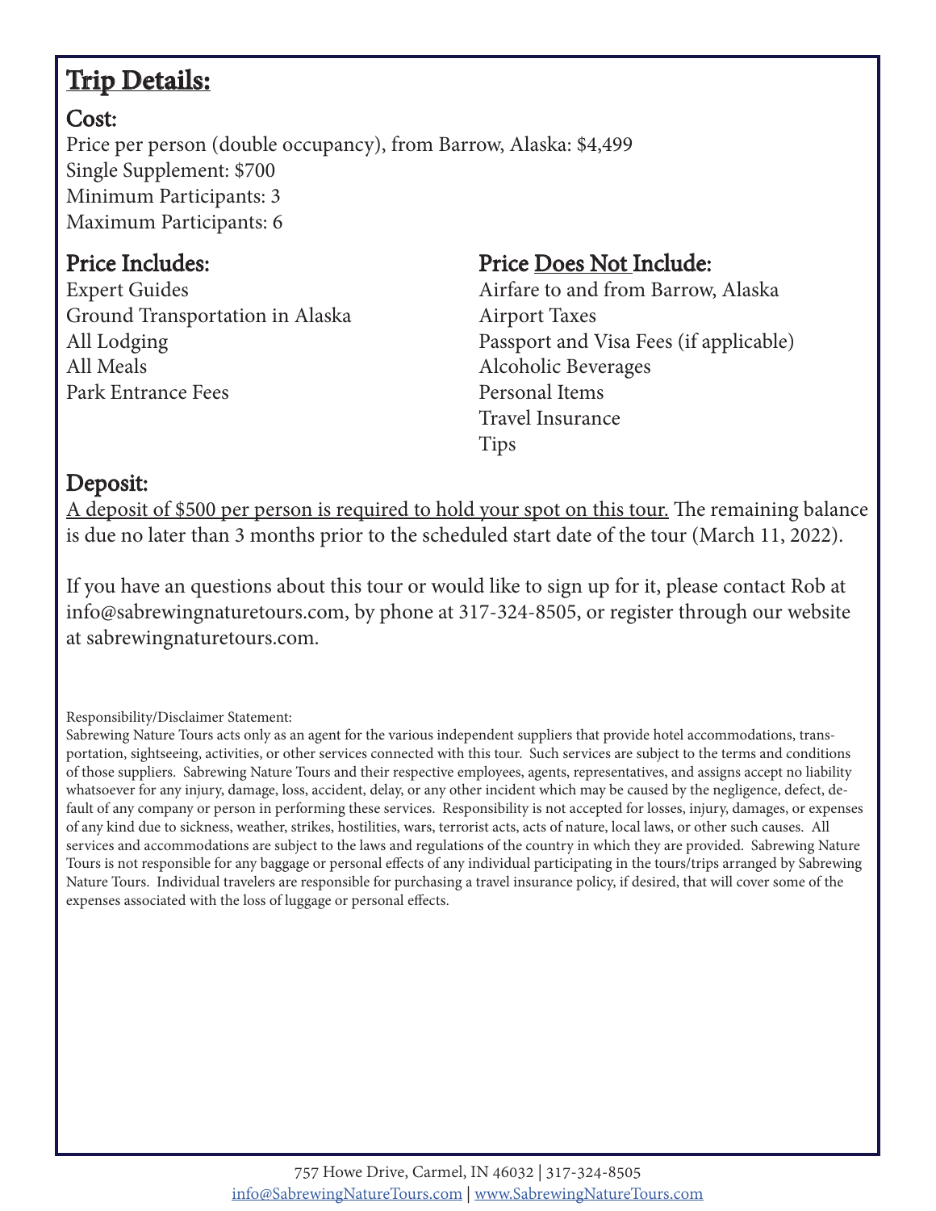# Trip Details:

## Cost:

Price per person (double occupancy), from Barrow, Alaska: $4,499
Single Supplement: $700
Minimum Participants: 3
Maximum Participants: 6

## Price Includes:

Expert Guides
Ground Transportation in Alaska
All Lodging
All Meals
Park Entrance Fees

## Price Does Not Include:

Airfare to and from Barrow, Alaska
Airport Taxes
Passport and Visa Fees (if applicable)
Alcoholic Beverages
Personal Items
Travel Insurance
Tips

## Deposit:

A deposit of $500 per person is required to hold your spot on this tour. The remaining balance is due no later than 3 months prior to the scheduled start date of the tour (March 11, 2022).

If you have an questions about this tour or would like to sign up for it, please contact Rob at info@sabrewingnaturetours.com, by phone at 317-324-8505, or register through our website at sabrewingnaturetours.com.

Responsibility/Disclaimer Statement:
Sabrewing Nature Tours acts only as an agent for the various independent suppliers that provide hotel accommodations, transportation, sightseeing, activities, or other services connected with this tour. Such services are subject to the terms and conditions of those suppliers. Sabrewing Nature Tours and their respective employees, agents, representatives, and assigns accept no liability whatsoever for any injury, damage, loss, accident, delay, or any other incident which may be caused by the negligence, defect, default of any company or person in performing these services. Responsibility is not accepted for losses, injury, damages, or expenses of any kind due to sickness, weather, strikes, hostilities, wars, terrorist acts, acts of nature, local laws, or other such causes. All services and accommodations are subject to the laws and regulations of the country in which they are provided. Sabrewing Nature Tours is not responsible for any baggage or personal effects of any individual participating in the tours/trips arranged by Sabrewing Nature Tours. Individual travelers are responsible for purchasing a travel insurance policy, if desired, that will cover some of the expenses associated with the loss of luggage or personal effects.

757 Howe Drive, Carmel, IN 46032 | 317-324-8505
info@SabrewingNatureTours.com | www.SabrewingNatureTours.com